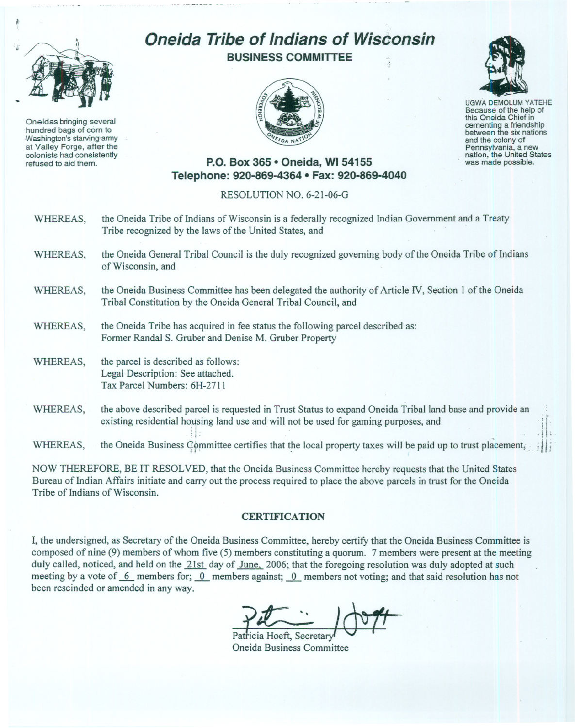# Oneida Tribe of Indians of Wisconsin

## BUSINESS COMMITTEE

Oneidas bringing several hundred bags of corn to Washington's starving army at Valley Forge, after the colonists had consistently refused to aid them.

UGWA DEMOLUM YATEHE
Because of the help of this Oneida Chief in cementing a friendship between the six nations and the colony of Pennsylvania, a new nation, the United States was made possible.

**P.O. Box 365 • Oneida, WI 54155**
**Telephone: 920-869-4364 • Fax: 920-869-4040**

RESOLUTION NO. 6-21-06-G

WHEREAS, the Oneida Tribe of Indians of Wisconsin is a federally recognized Indian Government and a Treaty Tribe recognized by the laws of the United States, and

WHEREAS, the Oneida General Tribal Council is the duly recognized governing body of the Oneida Tribe of Indians of Wisconsin, and

WHEREAS, the Oneida Business Committee has been delegated the authority of Article IV, Section 1 of the Oneida Tribal Constitution by the Oneida General Tribal Council, and

WHEREAS, the Oneida Tribe has acquired in fee status the following parcel described as:
Former Randal S. Gruber and Denise M. Gruber Property

WHEREAS, the parcel is described as follows:
Legal Description: See attached.
Tax Parcel Numbers: 6H-2711

WHEREAS, the above described parcel is requested in Trust Status to expand Oneida Tribal land base and provide an existing residential housing land use and will not be used for gaming purposes, and

WHEREAS, the Oneida Business Committee certifies that the local property taxes will be paid up to trust placement,

NOW THEREFORE, BE IT RESOLVED, that the Oneida Business Committee hereby requests that the United States Bureau of Indian Affairs initiate and carry out the process required to place the above parcels in trust for the Oneida Tribe of Indians of Wisconsin.

### CERTIFICATION

I, the undersigned, as Secretary of the Oneida Business Committee, hereby certify that the Oneida Business Committee is composed of nine (9) members of whom five (5) members constituting a quorum. 7 members were present at the meeting duly called, noticed, and held on the 21st day of June, 2006; that the foregoing resolution was duly adopted at such meeting by a vote of 6 members for; 0 members against; 0 members not voting; and that said resolution has not been rescinded or amended in any way.

Patricia Hoeft, Secretary
Oneida Business Committee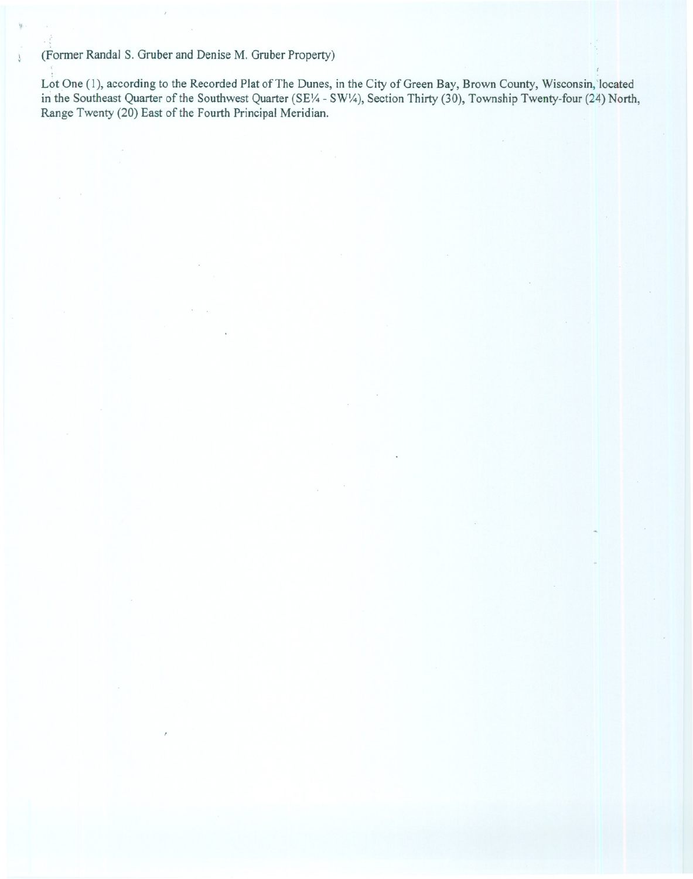(Former Randal S. Gruber and Denise M. Gruber Property)

Lot One (1), according to the Recorded Plat of The Dunes, in the City of Green Bay, Brown County, Wisconsin, located in the Southeast Quarter of the Southwest Quarter (SE¼ - SW¼), Section Thirty (30), Township Twenty-four (24) North, Range Twenty (20) East of the Fourth Principal Meridian.